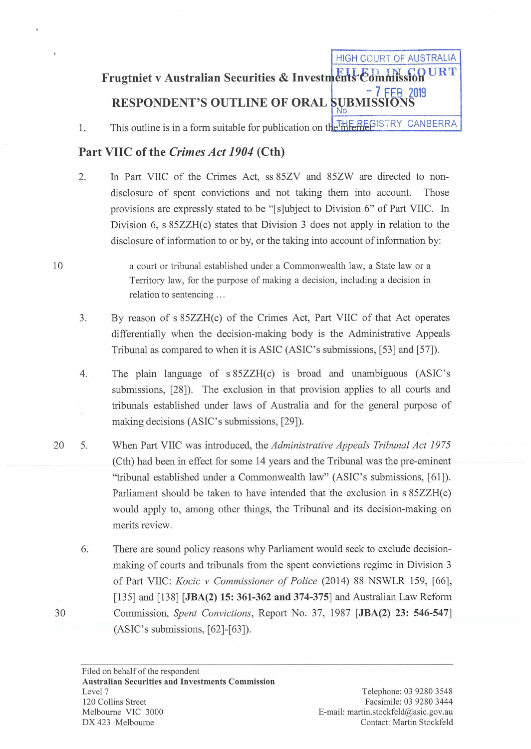# Frugtniet v Australian Securities & Investments Commission

## RESPONDENT'S OUTLINE OF ORAL SUBMISSIONS

1. This outline is in a form suitable for publication on the internet.

## Part VIIC of the *Crimes Act 1904* (Cth)

2. In Part VIIC of the Crimes Act, ss 85ZV and 85ZW are directed to non-disclosure of spent convictions and not taking them into account. Those provisions are expressly stated to be "[s]ubject to Division 6" of Part VIIC. In Division 6, s 85ZZH(c) states that Division 3 does not apply in relation to the disclosure of information to or by, or the taking into account of information by:

   > a court or tribunal established under a Commonwealth law, a State law or a Territory law, for the purpose of making a decision, including a decision in relation to sentencing …

3. By reason of s 85ZZH(c) of the Crimes Act, Part VIIC of that Act operates differentially when the decision-making body is the Administrative Appeals Tribunal as compared to when it is ASIC (ASIC's submissions, [53] and [57]).

4. The plain language of s 85ZZH(c) is broad and unambiguous (ASIC's submissions, [28]). The exclusion in that provision applies to all courts and tribunals established under laws of Australia and for the general purpose of making decisions (ASIC's submissions, [29]).

5. When Part VIIC was introduced, the *Administrative Appeals Tribunal Act 1975* (Cth) had been in effect for some 14 years and the Tribunal was the pre-eminent "tribunal established under a Commonwealth law" (ASIC's submissions, [61]). Parliament should be taken to have intended that the exclusion in s 85ZZH(c) would apply to, among other things, the Tribunal and its decision-making on merits review.

6. There are sound policy reasons why Parliament would seek to exclude decision-making of courts and tribunals from the spent convictions regime in Division 3 of Part VIIC: *Kocic v Commissioner of Police* (2014) 88 NSWLR 159, [66], [135] and [138] **[JBA(2) 15: 361-362 and 374-375]** and Australian Law Reform Commission, *Spent Convictions*, Report No. 37, 1987 **[JBA(2) 23: 546-547]** (ASIC's submissions, [62]-[63]).

Filed on behalf of the respondent
**Australian Securities and Investments Commission**
Level 7
120 Collins Street
Melbourne VIC 3000
DX 423 Melbourne

Telephone: 03 9280 3548
Facsimile: 03 9280 3444
E-mail: martin.stockfeld@asic.gov.au
Contact: Martin Stockfeld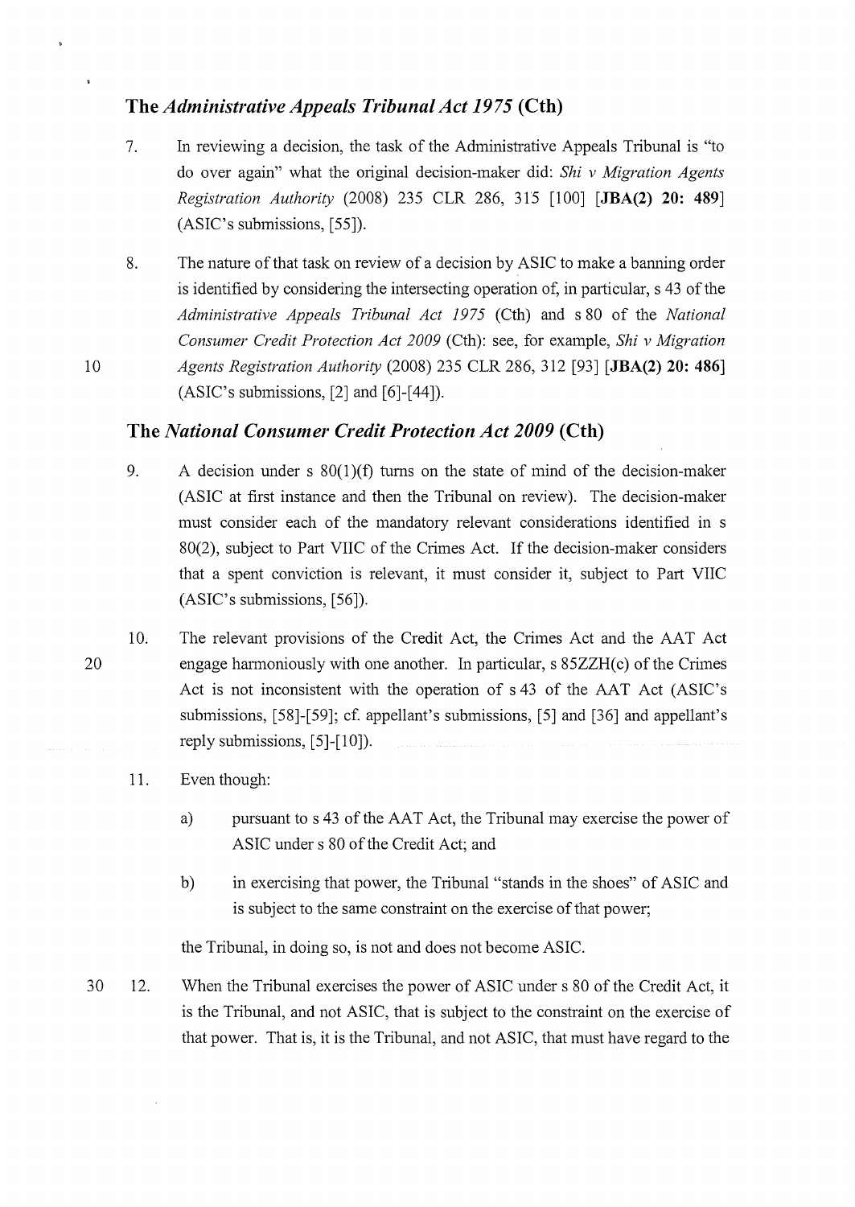## The *Administrative Appeals Tribunal Act 1975* (Cth)

7. In reviewing a decision, the task of the Administrative Appeals Tribunal is "to do over again" what the original decision-maker did: *Shi v Migration Agents Registration Authority* (2008) 235 CLR 286, 315 [100] **[JBA(2) 20: 489]** (ASIC's submissions, [55]).

8. The nature of that task on review of a decision by ASIC to make a banning order is identified by considering the intersecting operation of, in particular, s 43 of the *Administrative Appeals Tribunal Act 1975* (Cth) and s 80 of the *National Consumer Credit Protection Act 2009* (Cth): see, for example, *Shi v Migration Agents Registration Authority* (2008) 235 CLR 286, 312 [93] **[JBA(2) 20: 486]** (ASIC's submissions, [2] and [6]-[44]).

## The *National Consumer Credit Protection Act 2009* (Cth)

9. A decision under s 80(1)(f) turns on the state of mind of the decision-maker (ASIC at first instance and then the Tribunal on review). The decision-maker must consider each of the mandatory relevant considerations identified in s 80(2), subject to Part VIIC of the Crimes Act. If the decision-maker considers that a spent conviction is relevant, it must consider it, subject to Part VIIC (ASIC's submissions, [56]).

10. The relevant provisions of the Credit Act, the Crimes Act and the AAT Act engage harmoniously with one another. In particular, s 85ZZH(c) of the Crimes Act is not inconsistent with the operation of s 43 of the AAT Act (ASIC's submissions, [58]-[59]; cf. appellant's submissions, [5] and [36] and appellant's reply submissions, [5]-[10]).

11. Even though:

    a) pursuant to s 43 of the AAT Act, the Tribunal may exercise the power of ASIC under s 80 of the Credit Act; and

    b) in exercising that power, the Tribunal "stands in the shoes" of ASIC and is subject to the same constraint on the exercise of that power;

    the Tribunal, in doing so, is not and does not become ASIC.

12. When the Tribunal exercises the power of ASIC under s 80 of the Credit Act, it is the Tribunal, and not ASIC, that is subject to the constraint on the exercise of that power. That is, it is the Tribunal, and not ASIC, that must have regard to the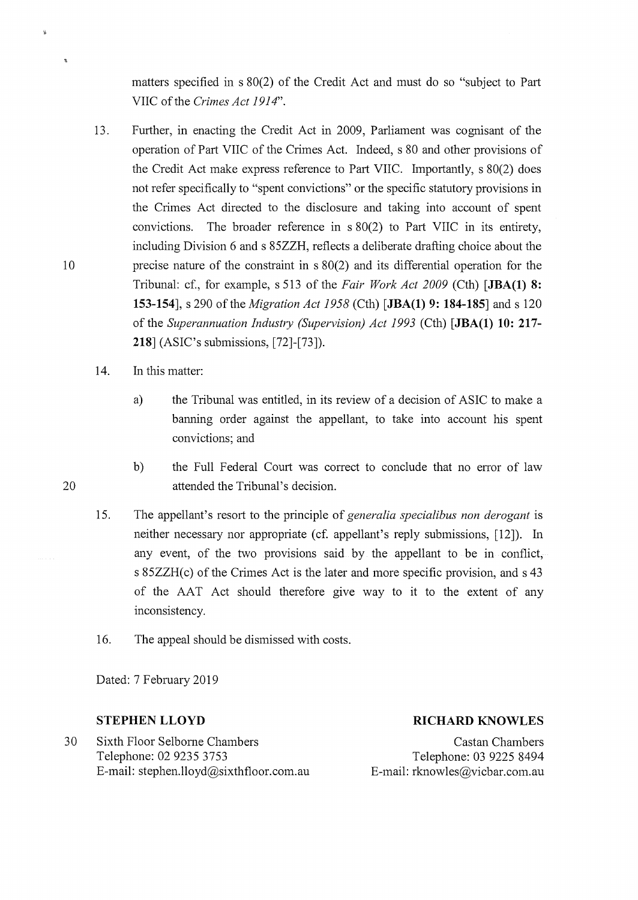matters specified in s 80(2) of the Credit Act and must do so "subject to Part VIIC of the *Crimes Act 1914*".

13. Further, in enacting the Credit Act in 2009, Parliament was cognisant of the operation of Part VIIC of the Crimes Act. Indeed, s 80 and other provisions of the Credit Act make express reference to Part VIIC. Importantly, s 80(2) does not refer specifically to "spent convictions" or the specific statutory provisions in the Crimes Act directed to the disclosure and taking into account of spent convictions. The broader reference in s 80(2) to Part VIIC in its entirety, including Division 6 and s 85ZZH, reflects a deliberate drafting choice about the precise nature of the constraint in s 80(2) and its differential operation for the Tribunal: cf., for example, s 513 of the *Fair Work Act 2009* (Cth) [**JBA(1) 8: 153-154**], s 290 of the *Migration Act 1958* (Cth) [**JBA(1) 9: 184-185**] and s 120 of the *Superannuation Industry (Supervision) Act 1993* (Cth) [**JBA(1) 10: 217-218**] (ASIC's submissions, [72]-[73]).

14. In this matter:

    a) the Tribunal was entitled, in its review of a decision of ASIC to make a banning order against the appellant, to take into account his spent convictions; and

    b) the Full Federal Court was correct to conclude that no error of law attended the Tribunal's decision.

15. The appellant's resort to the principle of *generalia specialibus non derogant* is neither necessary nor appropriate (cf. appellant's reply submissions, [12]). In any event, of the two provisions said by the appellant to be in conflict, s 85ZZH(c) of the Crimes Act is the later and more specific provision, and s 43 of the AAT Act should therefore give way to it to the extent of any inconsistency.

16. The appeal should be dismissed with costs.

Dated: 7 February 2019

**STEPHEN LLOYD**
Sixth Floor Selborne Chambers
Telephone: 02 9235 3753
E-mail: stephen.lloyd@sixthfloor.com.au

**RICHARD KNOWLES**
Castan Chambers
Telephone: 03 9225 8494
E-mail: rknowles@vicbar.com.au